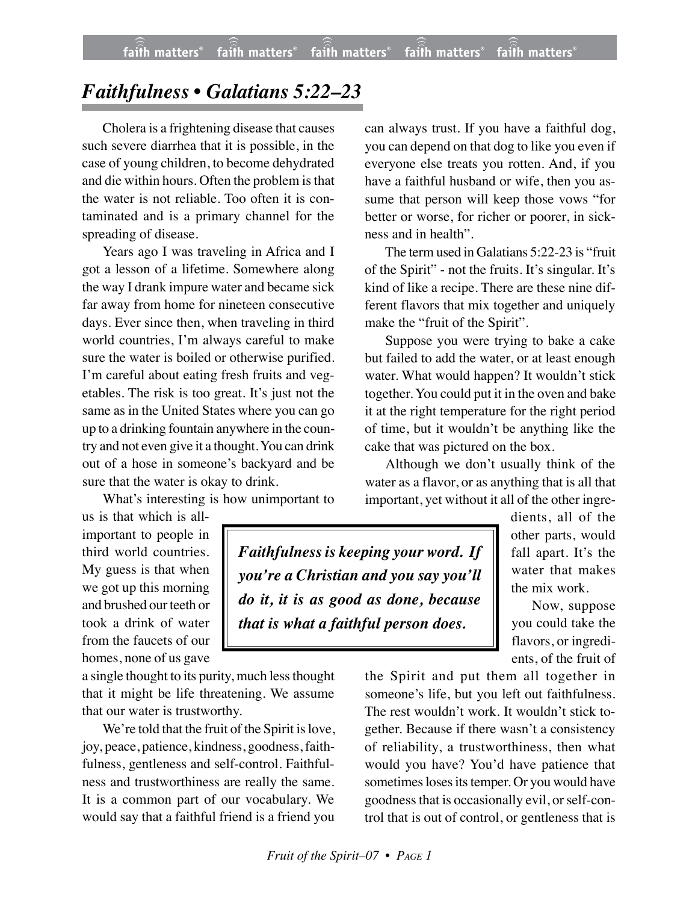# *Faithfulness • Galatians 5:22–23*

Cholera is a frightening disease that causes such severe diarrhea that it is possible, in the case of young children, to become dehydrated and die within hours. Often the problem is that the water is not reliable. Too often it is contaminated and is a primary channel for the spreading of disease.

Years ago I was traveling in Africa and I got a lesson of a lifetime. Somewhere along the way I drank impure water and became sick far away from home for nineteen consecutive days. Ever since then, when traveling in third world countries, I'm always careful to make sure the water is boiled or otherwise purified. I'm careful about eating fresh fruits and vegetables. The risk is too great. It's just not the same as in the United States where you can go up to a drinking fountain anywhere in the country and not even give it a thought. You can drink out of a hose in someone's backyard and be sure that the water is okay to drink.

What's interesting is how unimportant to us is that which is all-important to people in third world countries. My guess is that when we got up this morning and brushed our teeth or took a drink of water from the faucets of our homes, none of us gave a single thought to its purity, much less thought that it might be life threatening. We assume that our water is trustworthy.

We're told that the fruit of the Spirit is love, joy, peace, patience, kindness, goodness, faithfulness, gentleness and self-control. Faithfulness and trustworthiness are really the same. It is a common part of our vocabulary. We would say that a faithful friend is a friend you can always trust. If you have a faithful dog, you can depend on that dog to like you even if everyone else treats you rotten. And, if you have a faithful husband or wife, then you assume that person will keep those vows "for better or worse, for richer or poorer, in sickness and in health".

The term used in Galatians 5:22-23 is "fruit of the Spirit" - not the fruits. It's singular. It's kind of like a recipe. There are these nine different flavors that mix together and uniquely make the "fruit of the Spirit".

Suppose you were trying to bake a cake but failed to add the water, or at least enough water. What would happen? It wouldn't stick together. You could put it in the oven and bake it at the right temperature for the right period of time, but it wouldn't be anything like the cake that was pictured on the box.

Although we don't usually think of the water as a flavor, or as anything that is all that important, yet without it all of the other ingredients, all of the other parts, would fall apart. It's the water that makes the mix work.

> ***Faithfulness is keeping your word. If you're a Christian and you say you'll do it, it is as good as done, because that is what a faithful person does.***

Now, suppose you could take the flavors, or ingredients, of the fruit of the Spirit and put them all together in someone's life, but you left out faithfulness. The rest wouldn't work. It wouldn't stick together. Because if there wasn't a consistency of reliability, a trustworthiness, then what would you have? You'd have patience that sometimes loses its temper. Or you would have goodness that is occasionally evil, or self-control that is out of control, or gentleness that is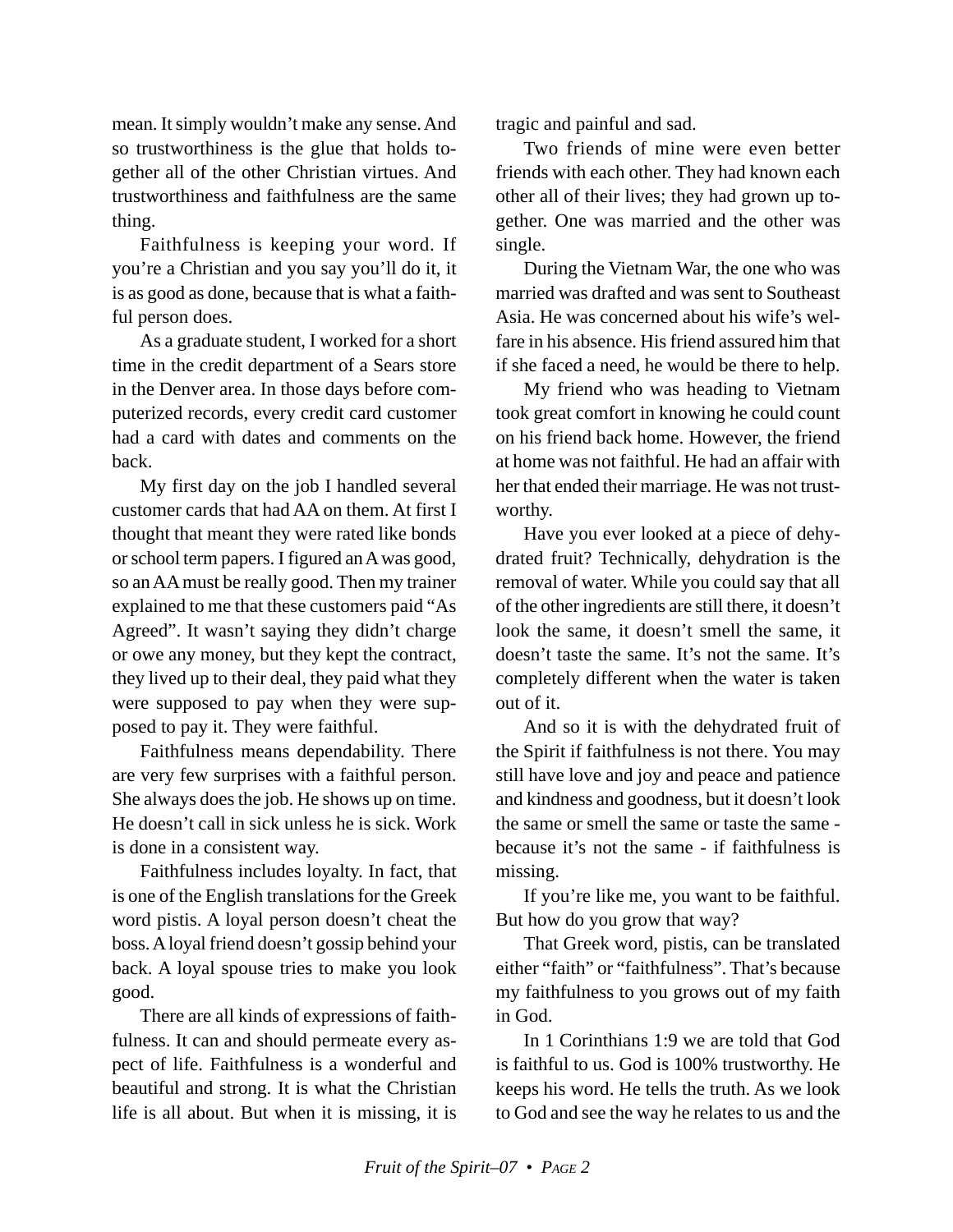mean. It simply wouldn't make any sense. And so trustworthiness is the glue that holds together all of the other Christian virtues. And trustworthiness and faithfulness are the same thing.

Faithfulness is keeping your word. If you're a Christian and you say you'll do it, it is as good as done, because that is what a faithful person does.

As a graduate student, I worked for a short time in the credit department of a Sears store in the Denver area. In those days before computerized records, every credit card customer had a card with dates and comments on the back.

My first day on the job I handled several customer cards that had AA on them. At first I thought that meant they were rated like bonds or school term papers. I figured an A was good, so an AA must be really good. Then my trainer explained to me that these customers paid "As Agreed". It wasn't saying they didn't charge or owe any money, but they kept the contract, they lived up to their deal, they paid what they were supposed to pay when they were supposed to pay it. They were faithful.

Faithfulness means dependability. There are very few surprises with a faithful person. She always does the job. He shows up on time. He doesn't call in sick unless he is sick. Work is done in a consistent way.

Faithfulness includes loyalty. In fact, that is one of the English translations for the Greek word pistis. A loyal person doesn't cheat the boss. A loyal friend doesn't gossip behind your back. A loyal spouse tries to make you look good.

There are all kinds of expressions of faithfulness. It can and should permeate every aspect of life. Faithfulness is a wonderful and beautiful and strong. It is what the Christian life is all about. But when it is missing, it is tragic and painful and sad.

Two friends of mine were even better friends with each other. They had known each other all of their lives; they had grown up together. One was married and the other was single.

During the Vietnam War, the one who was married was drafted and was sent to Southeast Asia. He was concerned about his wife's welfare in his absence. His friend assured him that if she faced a need, he would be there to help.

My friend who was heading to Vietnam took great comfort in knowing he could count on his friend back home. However, the friend at home was not faithful. He had an affair with her that ended their marriage. He was not trustworthy.

Have you ever looked at a piece of dehydrated fruit? Technically, dehydration is the removal of water. While you could say that all of the other ingredients are still there, it doesn't look the same, it doesn't smell the same, it doesn't taste the same. It's not the same. It's completely different when the water is taken out of it.

And so it is with the dehydrated fruit of the Spirit if faithfulness is not there. You may still have love and joy and peace and patience and kindness and goodness, but it doesn't look the same or smell the same or taste the same - because it's not the same - if faithfulness is missing.

If you're like me, you want to be faithful. But how do you grow that way?

That Greek word, pistis, can be translated either "faith" or "faithfulness". That's because my faithfulness to you grows out of my faith in God.

In 1 Corinthians 1:9 we are told that God is faithful to us. God is 100% trustworthy. He keeps his word. He tells the truth. As we look to God and see the way he relates to us and the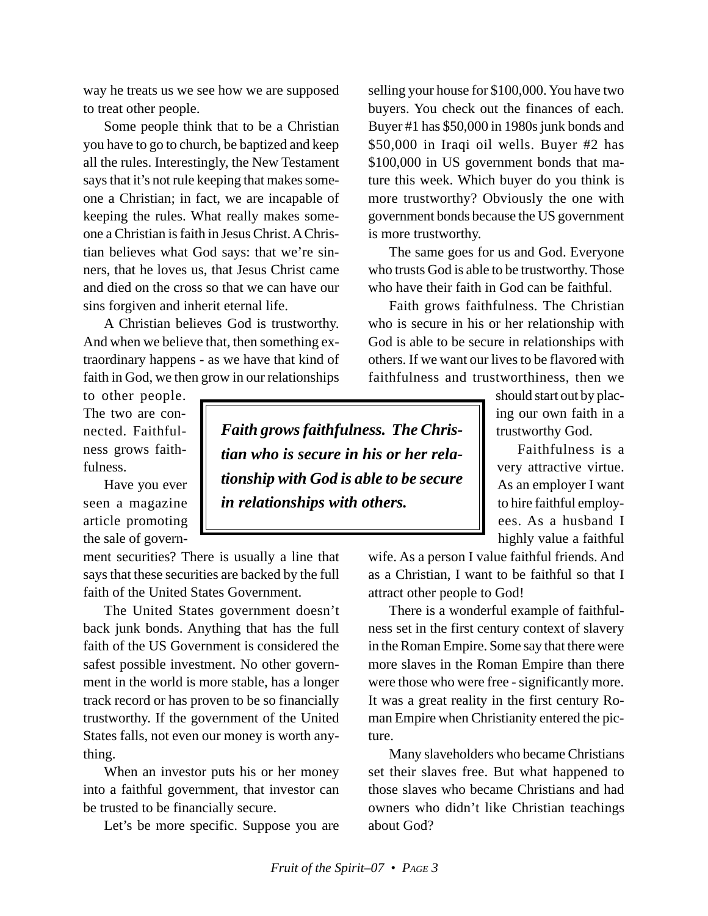way he treats us we see how we are supposed to treat other people.

Some people think that to be a Christian you have to go to church, be baptized and keep all the rules. Interestingly, the New Testament says that it's not rule keeping that makes someone a Christian; in fact, we are incapable of keeping the rules. What really makes someone a Christian is faith in Jesus Christ. A Christian believes what God says: that we're sinners, that he loves us, that Jesus Christ came and died on the cross so that we can have our sins forgiven and inherit eternal life.

A Christian believes God is trustworthy. And when we believe that, then something extraordinary happens - as we have that kind of faith in God, we then grow in our relationships to other people. The two are connected. Faithfulness grows faithfulness.

> ***Faith grows faithfulness. The Christian who is secure in his or her relationship with God is able to be secure in relationships with others.***

Have you ever seen a magazine article promoting the sale of government securities? There is usually a line that says that these securities are backed by the full faith of the United States Government.

The United States government doesn't back junk bonds. Anything that has the full faith of the US Government is considered the safest possible investment. No other government in the world is more stable, has a longer track record or has proven to be so financially trustworthy. If the government of the United States falls, not even our money is worth anything.

When an investor puts his or her money into a faithful government, that investor can be trusted to be financially secure.

Let's be more specific. Suppose you are selling your house for $100,000. You have two buyers. You check out the finances of each. Buyer #1 has $50,000 in 1980s junk bonds and $50,000 in Iraqi oil wells. Buyer #2 has $100,000 in US government bonds that mature this week. Which buyer do you think is more trustworthy? Obviously the one with government bonds because the US government is more trustworthy.

The same goes for us and God. Everyone who trusts God is able to be trustworthy. Those who have their faith in God can be faithful.

Faith grows faithfulness. The Christian who is secure in his or her relationship with God is able to be secure in relationships with others. If we want our lives to be flavored with faithfulness and trustworthiness, then we should start out by placing our own faith in a trustworthy God.

Faithfulness is a very attractive virtue. As an employer I want to hire faithful employees. As a husband I highly value a faithful wife. As a person I value faithful friends. And as a Christian, I want to be faithful so that I attract other people to God!

There is a wonderful example of faithfulness set in the first century context of slavery in the Roman Empire. Some say that there were more slaves in the Roman Empire than there were those who were free - significantly more. It was a great reality in the first century Roman Empire when Christianity entered the picture.

Many slaveholders who became Christians set their slaves free. But what happened to those slaves who became Christians and had owners who didn't like Christian teachings about God?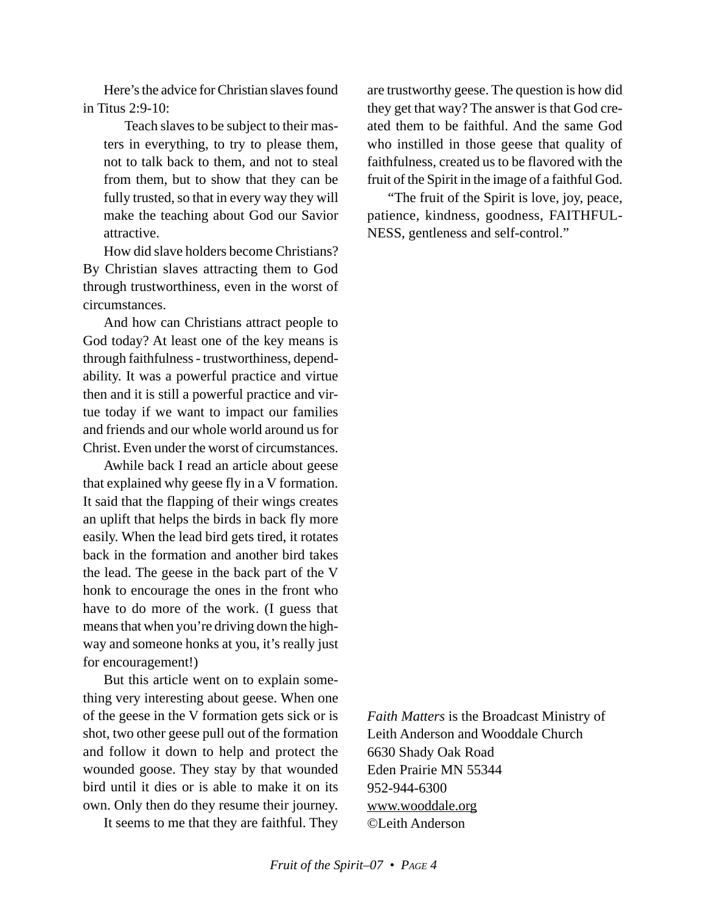Here's the advice for Christian slaves found in Titus 2:9-10:

> Teach slaves to be subject to their masters in everything, to try to please them, not to talk back to them, and not to steal from them, but to show that they can be fully trusted, so that in every way they will make the teaching about God our Savior attractive.

How did slave holders become Christians? By Christian slaves attracting them to God through trustworthiness, even in the worst of circumstances.

And how can Christians attract people to God today? At least one of the key means is through faithfulness - trustworthiness, dependability. It was a powerful practice and virtue then and it is still a powerful practice and virtue today if we want to impact our families and friends and our whole world around us for Christ. Even under the worst of circumstances.

Awhile back I read an article about geese that explained why geese fly in a V formation. It said that the flapping of their wings creates an uplift that helps the birds in back fly more easily. When the lead bird gets tired, it rotates back in the formation and another bird takes the lead. The geese in the back part of the V honk to encourage the ones in the front who have to do more of the work. (I guess that means that when you're driving down the highway and someone honks at you, it's really just for encouragement!)

But this article went on to explain something very interesting about geese. When one of the geese in the V formation gets sick or is shot, two other geese pull out of the formation and follow it down to help and protect the wounded goose. They stay by that wounded bird until it dies or is able to make it on its own. Only then do they resume their journey.

It seems to me that they are faithful. They are trustworthy geese. The question is how did they get that way? The answer is that God created them to be faithful. And the same God who instilled in those geese that quality of faithfulness, created us to be flavored with the fruit of the Spirit in the image of a faithful God.

"The fruit of the Spirit is love, joy, peace, patience, kindness, goodness, FAITHFULNESS, gentleness and self-control."

*Faith Matters* is the Broadcast Ministry of
Leith Anderson and Wooddale Church
6630 Shady Oak Road
Eden Prairie MN 55344
952-944-6300
www.wooddale.org
©Leith Anderson